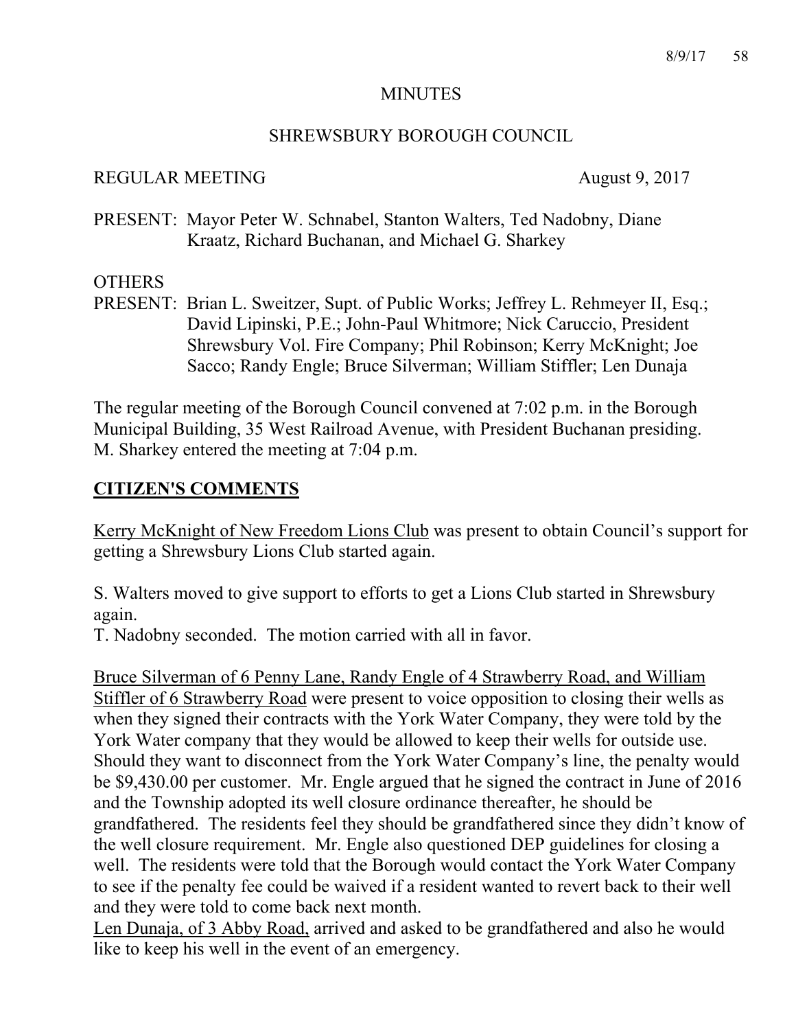# MINUTES

## SHREWSBURY BOROUGH COUNCIL

REGULAR MEETING August 9, 2017

PRESENT: Mayor Peter W. Schnabel, Stanton Walters, Ted Nadobny, Diane Kraatz, Richard Buchanan, and Michael G. Sharkey

OTHERS PRESENT: Brian L. Sweitzer, Supt. of Public Works; Jeffrey L. Rehmeyer II, Esq.; David Lipinski, P.E.; John-Paul Whitmore; Nick Caruccio, President Shrewsbury Vol. Fire Company; Phil Robinson; Kerry McKnight; Joe Sacco; Randy Engle; Bruce Silverman; William Stiffler; Len Dunaja

The regular meeting of the Borough Council convened at 7:02 p.m. in the Borough Municipal Building, 35 West Railroad Avenue, with President Buchanan presiding. M. Sharkey entered the meeting at 7:04 p.m.

## CITIZEN'S COMMENTS

Kerry McKnight of New Freedom Lions Club was present to obtain Council's support for getting a Shrewsbury Lions Club started again.

S. Walters moved to give support to efforts to get a Lions Club started in Shrewsbury again.
T. Nadobny seconded. The motion carried with all in favor.

Bruce Silverman of 6 Penny Lane, Randy Engle of 4 Strawberry Road, and William Stiffler of 6 Strawberry Road were present to voice opposition to closing their wells as when they signed their contracts with the York Water Company, they were told by the York Water company that they would be allowed to keep their wells for outside use. Should they want to disconnect from the York Water Company's line, the penalty would be $9,430.00 per customer. Mr. Engle argued that he signed the contract in June of 2016 and the Township adopted its well closure ordinance thereafter, he should be grandfathered. The residents feel they should be grandfathered since they didn't know of the well closure requirement. Mr. Engle also questioned DEP guidelines for closing a well. The residents were told that the Borough would contact the York Water Company to see if the penalty fee could be waived if a resident wanted to revert back to their well and they were told to come back next month.
Len Dunaja, of 3 Abby Road, arrived and asked to be grandfathered and also he would like to keep his well in the event of an emergency.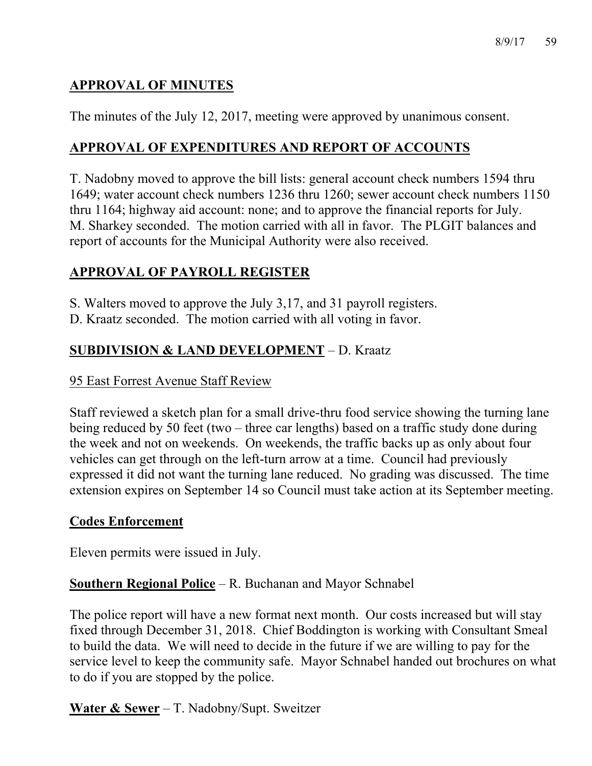## APPROVAL OF MINUTES

The minutes of the July 12, 2017, meeting were approved by unanimous consent.

## APPROVAL OF EXPENDITURES AND REPORT OF ACCOUNTS

T. Nadobny moved to approve the bill lists: general account check numbers 1594 thru 1649; water account check numbers 1236 thru 1260; sewer account check numbers 1150 thru 1164; highway aid account: none; and to approve the financial reports for July. M. Sharkey seconded. The motion carried with all in favor. The PLGIT balances and report of accounts for the Municipal Authority were also received.

## APPROVAL OF PAYROLL REGISTER

S. Walters moved to approve the July 3,17, and 31 payroll registers.
D. Kraatz seconded. The motion carried with all voting in favor.

## SUBDIVISION & LAND DEVELOPMENT – D. Kraatz

95 East Forrest Avenue Staff Review

Staff reviewed a sketch plan for a small drive-thru food service showing the turning lane being reduced by 50 feet (two – three car lengths) based on a traffic study done during the week and not on weekends. On weekends, the traffic backs up as only about four vehicles can get through on the left-turn arrow at a time. Council had previously expressed it did not want the turning lane reduced. No grading was discussed. The time extension expires on September 14 so Council must take action at its September meeting.

**Codes Enforcement**

Eleven permits were issued in July.

**Southern Regional Police** – R. Buchanan and Mayor Schnabel

The police report will have a new format next month. Our costs increased but will stay fixed through December 31, 2018. Chief Boddington is working with Consultant Smeal to build the data. We will need to decide in the future if we are willing to pay for the service level to keep the community safe. Mayor Schnabel handed out brochures on what to do if you are stopped by the police.

**Water & Sewer** – T. Nadobny/Supt. Sweitzer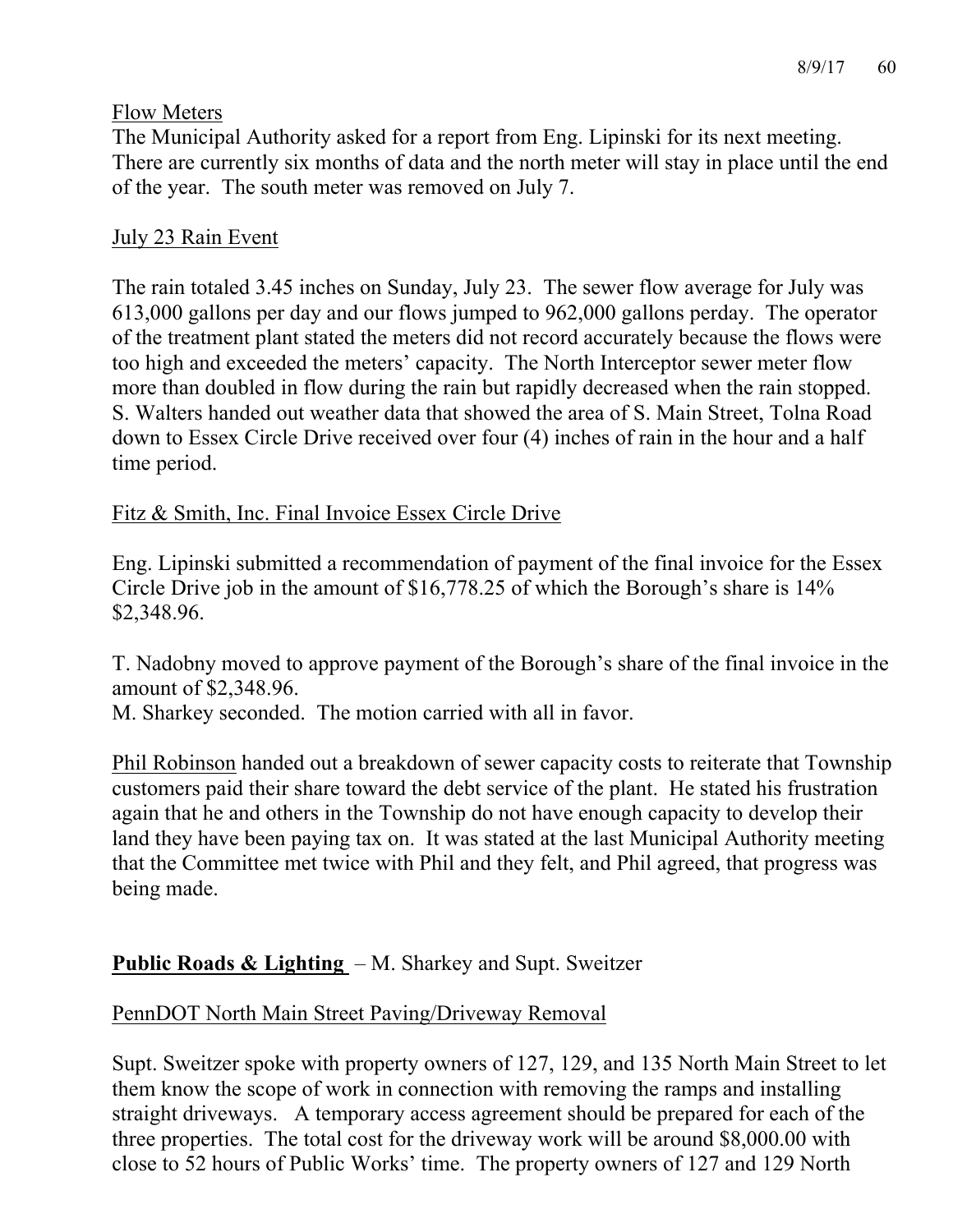Flow Meters

The Municipal Authority asked for a report from Eng. Lipinski for its next meeting. There are currently six months of data and the north meter will stay in place until the end of the year. The south meter was removed on July 7.

July 23 Rain Event

The rain totaled 3.45 inches on Sunday, July 23. The sewer flow average for July was 613,000 gallons per day and our flows jumped to 962,000 gallons perday. The operator of the treatment plant stated the meters did not record accurately because the flows were too high and exceeded the meters' capacity. The North Interceptor sewer meter flow more than doubled in flow during the rain but rapidly decreased when the rain stopped. S. Walters handed out weather data that showed the area of S. Main Street, Tolna Road down to Essex Circle Drive received over four (4) inches of rain in the hour and a half time period.

Fitz & Smith, Inc. Final Invoice Essex Circle Drive

Eng. Lipinski submitted a recommendation of payment of the final invoice for the Essex Circle Drive job in the amount of $16,778.25 of which the Borough's share is 14% $2,348.96.

T. Nadobny moved to approve payment of the Borough's share of the final invoice in the amount of $2,348.96.
M. Sharkey seconded. The motion carried with all in favor.

Phil Robinson handed out a breakdown of sewer capacity costs to reiterate that Township customers paid their share toward the debt service of the plant. He stated his frustration again that he and others in the Township do not have enough capacity to develop their land they have been paying tax on. It was stated at the last Municipal Authority meeting that the Committee met twice with Phil and they felt, and Phil agreed, that progress was being made.

**Public Roads & Lighting** – M. Sharkey and Supt. Sweitzer

PennDOT North Main Street Paving/Driveway Removal

Supt. Sweitzer spoke with property owners of 127, 129, and 135 North Main Street to let them know the scope of work in connection with removing the ramps and installing straight driveways. A temporary access agreement should be prepared for each of the three properties. The total cost for the driveway work will be around $8,000.00 with close to 52 hours of Public Works' time. The property owners of 127 and 129 North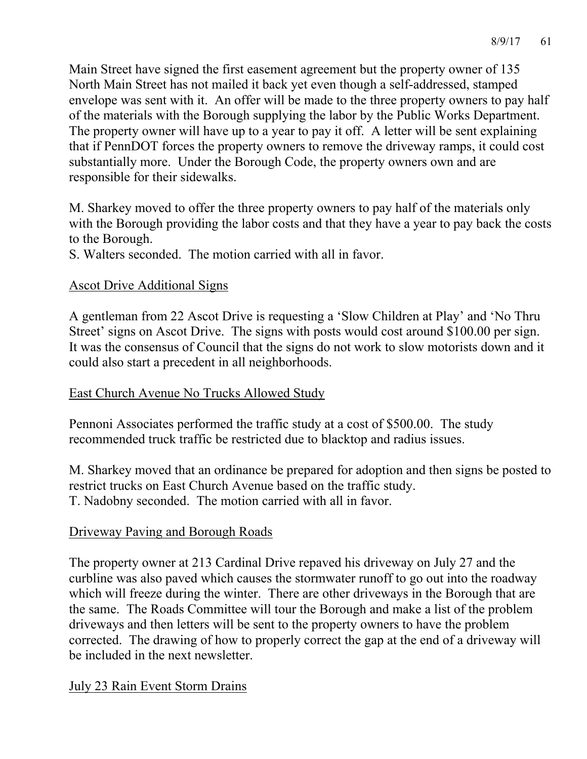Main Street have signed the first easement agreement but the property owner of 135 North Main Street has not mailed it back yet even though a self-addressed, stamped envelope was sent with it. An offer will be made to the three property owners to pay half of the materials with the Borough supplying the labor by the Public Works Department. The property owner will have up to a year to pay it off. A letter will be sent explaining that if PennDOT forces the property owners to remove the driveway ramps, it could cost substantially more. Under the Borough Code, the property owners own and are responsible for their sidewalks.

M. Sharkey moved to offer the three property owners to pay half of the materials only with the Borough providing the labor costs and that they have a year to pay back the costs to the Borough.
S. Walters seconded. The motion carried with all in favor.

## Ascot Drive Additional Signs

A gentleman from 22 Ascot Drive is requesting a 'Slow Children at Play' and 'No Thru Street' signs on Ascot Drive. The signs with posts would cost around $100.00 per sign. It was the consensus of Council that the signs do not work to slow motorists down and it could also start a precedent in all neighborhoods.

## East Church Avenue No Trucks Allowed Study

Pennoni Associates performed the traffic study at a cost of $500.00. The study recommended truck traffic be restricted due to blacktop and radius issues.

M. Sharkey moved that an ordinance be prepared for adoption and then signs be posted to restrict trucks on East Church Avenue based on the traffic study.
T. Nadobny seconded. The motion carried with all in favor.

## Driveway Paving and Borough Roads

The property owner at 213 Cardinal Drive repaved his driveway on July 27 and the curbline was also paved which causes the stormwater runoff to go out into the roadway which will freeze during the winter. There are other driveways in the Borough that are the same. The Roads Committee will tour the Borough and make a list of the problem driveways and then letters will be sent to the property owners to have the problem corrected. The drawing of how to properly correct the gap at the end of a driveway will be included in the next newsletter.

## July 23 Rain Event Storm Drains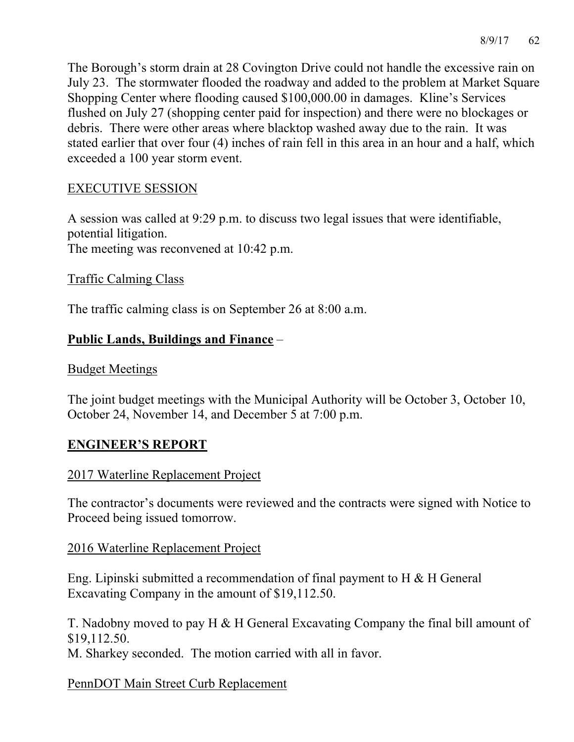The Borough's storm drain at 28 Covington Drive could not handle the excessive rain on July 23. The stormwater flooded the roadway and added to the problem at Market Square Shopping Center where flooding caused $100,000.00 in damages. Kline's Services flushed on July 27 (shopping center paid for inspection) and there were no blockages or debris. There were other areas where blacktop washed away due to the rain. It was stated earlier that over four (4) inches of rain fell in this area in an hour and a half, which exceeded a 100 year storm event.

<u>EXECUTIVE SESSION</u>

A session was called at 9:29 p.m. to discuss two legal issues that were identifiable, potential litigation.
The meeting was reconvened at 10:42 p.m.

<u>Traffic Calming Class</u>

The traffic calming class is on September 26 at 8:00 a.m.

**<u>Public Lands, Buildings and Finance</u>** –

<u>Budget Meetings</u>

The joint budget meetings with the Municipal Authority will be October 3, October 10, October 24, November 14, and December 5 at 7:00 p.m.

## <u>ENGINEER'S REPORT</u>

<u>2017 Waterline Replacement Project</u>

The contractor's documents were reviewed and the contracts were signed with Notice to Proceed being issued tomorrow.

<u>2016 Waterline Replacement Project</u>

Eng. Lipinski submitted a recommendation of final payment to H & H General Excavating Company in the amount of $19,112.50.

T. Nadobny moved to pay H & H General Excavating Company the final bill amount of $19,112.50.
M. Sharkey seconded. The motion carried with all in favor.

<u>PennDOT Main Street Curb Replacement</u>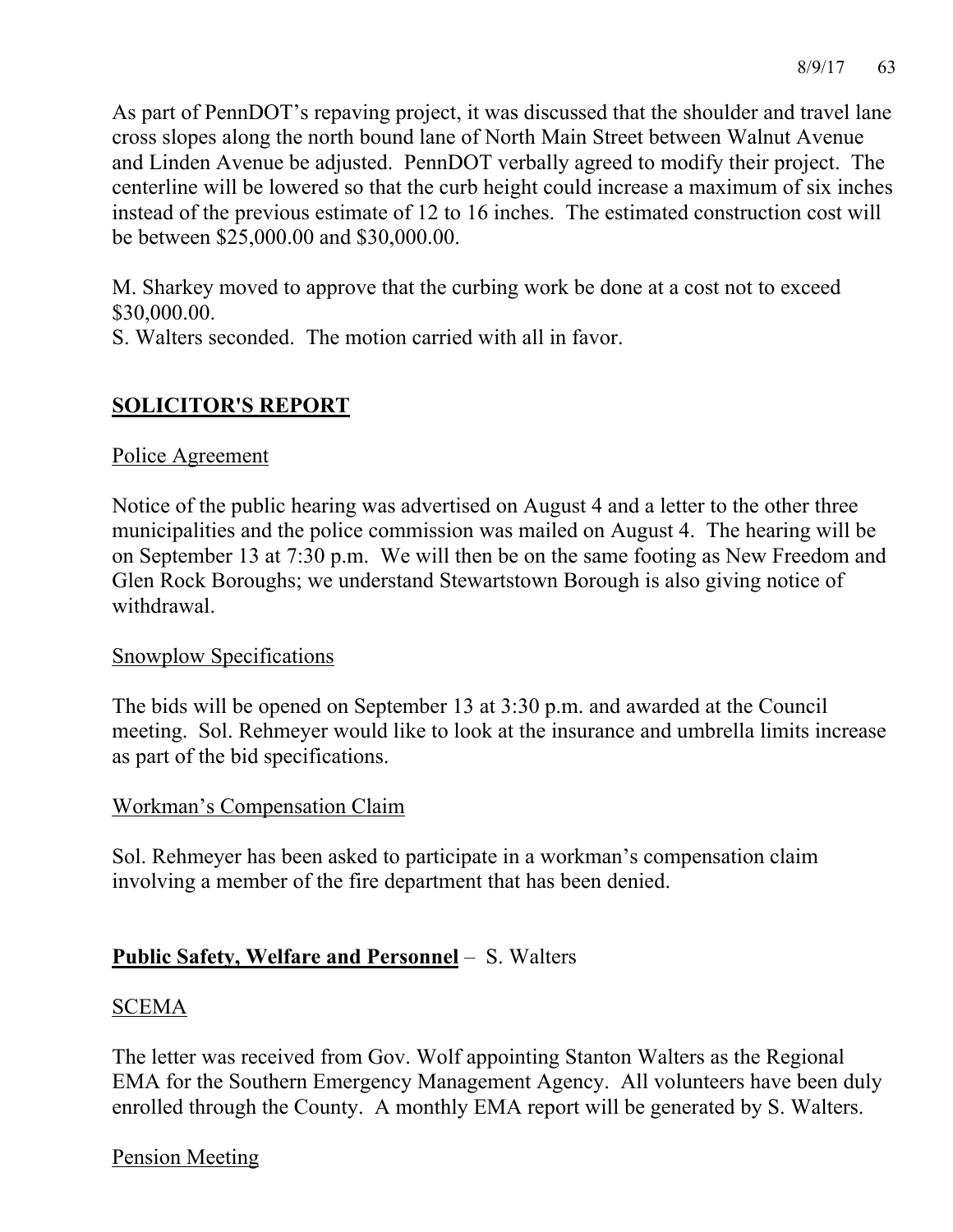As part of PennDOT's repaving project, it was discussed that the shoulder and travel lane cross slopes along the north bound lane of North Main Street between Walnut Avenue and Linden Avenue be adjusted. PennDOT verbally agreed to modify their project. The centerline will be lowered so that the curb height could increase a maximum of six inches instead of the previous estimate of 12 to 16 inches. The estimated construction cost will be between $25,000.00 and $30,000.00.

M. Sharkey moved to approve that the curbing work be done at a cost not to exceed $30,000.00.
S. Walters seconded. The motion carried with all in favor.

## **SOLICITOR'S REPORT**

Police Agreement

Notice of the public hearing was advertised on August 4 and a letter to the other three municipalities and the police commission was mailed on August 4. The hearing will be on September 13 at 7:30 p.m. We will then be on the same footing as New Freedom and Glen Rock Boroughs; we understand Stewartstown Borough is also giving notice of withdrawal.

Snowplow Specifications

The bids will be opened on September 13 at 3:30 p.m. and awarded at the Council meeting. Sol. Rehmeyer would like to look at the insurance and umbrella limits increase as part of the bid specifications.

Workman's Compensation Claim

Sol. Rehmeyer has been asked to participate in a workman's compensation claim involving a member of the fire department that has been denied.

**Public Safety, Welfare and Personnel** – S. Walters

SCEMA

The letter was received from Gov. Wolf appointing Stanton Walters as the Regional EMA for the Southern Emergency Management Agency. All volunteers have been duly enrolled through the County. A monthly EMA report will be generated by S. Walters.

Pension Meeting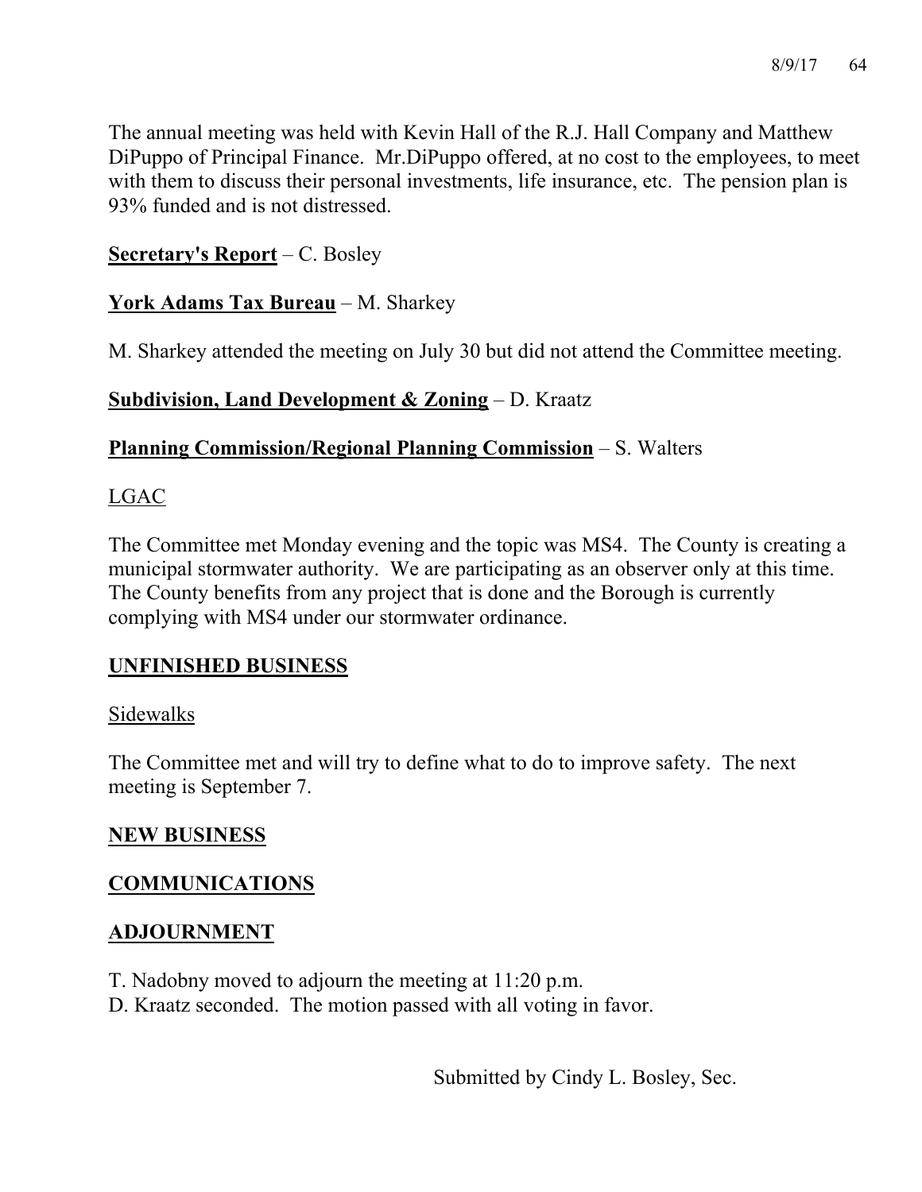The annual meeting was held with Kevin Hall of the R.J. Hall Company and Matthew DiPuppo of Principal Finance. Mr.DiPuppo offered, at no cost to the employees, to meet with them to discuss their personal investments, life insurance, etc. The pension plan is 93% funded and is not distressed.

**Secretary's Report** – C. Bosley

**York Adams Tax Bureau** – M. Sharkey

M. Sharkey attended the meeting on July 30 but did not attend the Committee meeting.

**Subdivision, Land Development & Zoning** – D. Kraatz

**Planning Commission/Regional Planning Commission** – S. Walters

LGAC

The Committee met Monday evening and the topic was MS4. The County is creating a municipal stormwater authority. We are participating as an observer only at this time. The County benefits from any project that is done and the Borough is currently complying with MS4 under our stormwater ordinance.

**UNFINISHED BUSINESS**

Sidewalks

The Committee met and will try to define what to do to improve safety. The next meeting is September 7.

**NEW BUSINESS**

**COMMUNICATIONS**

**ADJOURNMENT**

T. Nadobny moved to adjourn the meeting at 11:20 p.m.
D. Kraatz seconded. The motion passed with all voting in favor.

Submitted by Cindy L. Bosley, Sec.